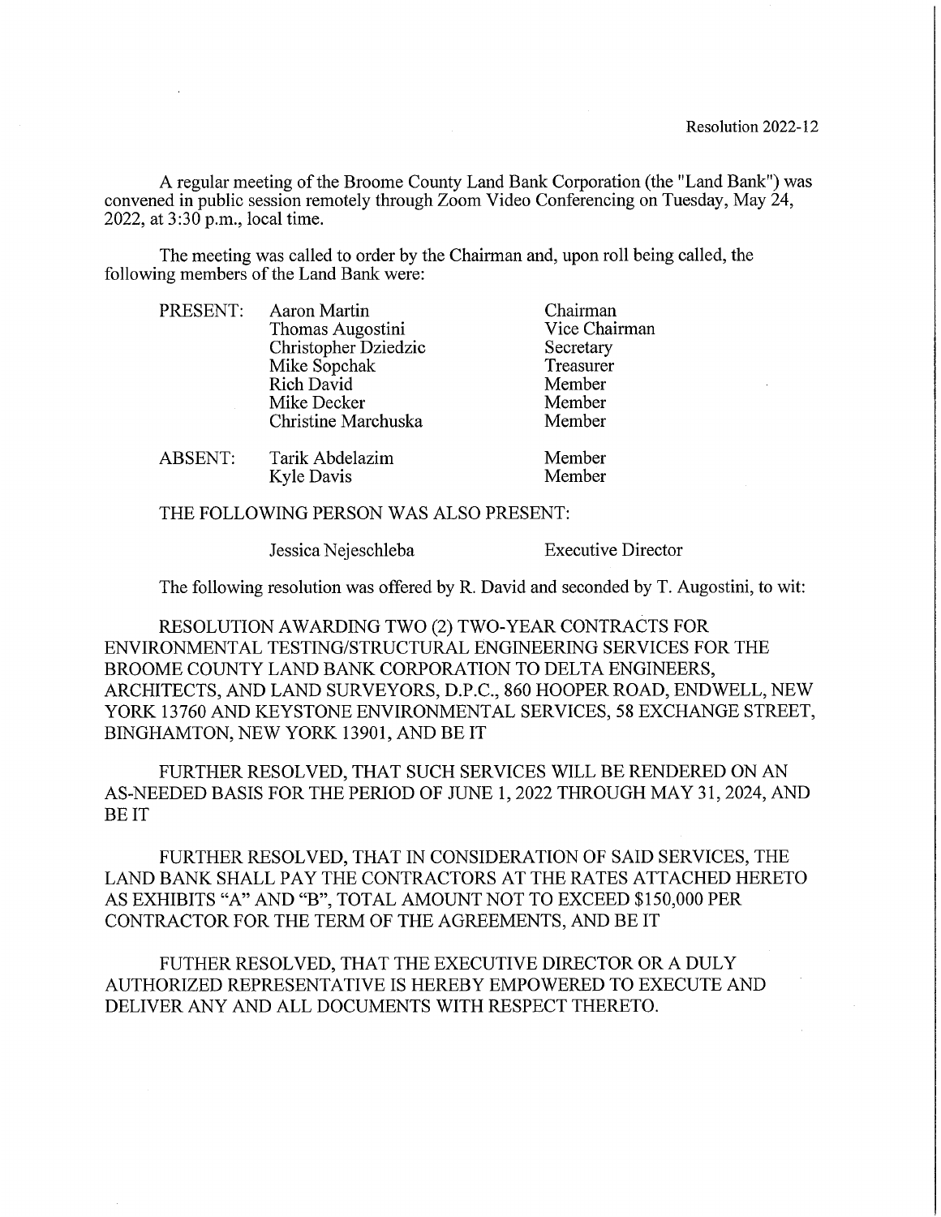Resolution 2022-12

A regular meeting of the Broome County Land Bank Corporation (the "Land Bank") was convened in public session remotely through Zoom Video Conferencing on Tuesday, May 24, 2022, at 3:30 p.m., local time.

The meeting was called to order by the Chairman and, upon roll being called, the following members of the Land Bank were:

| | | |
|---|---|---|
| PRESENT: | Aaron Martin | Chairman |
| | Thomas Augostini | Vice Chairman |
| | Christopher Dziedzic | Secretary |
| | Mike Sopchak | Treasurer |
| | Rich David | Member |
| | Mike Decker | Member |
| | Christine Marchuska | Member |
| ABSENT: | Tarik Abdelazim | Member |
| | Kyle Davis | Member |

THE FOLLOWING PERSON WAS ALSO PRESENT:

Jessica Nejeschleba — Executive Director

The following resolution was offered by R. David and seconded by T. Augostini, to wit:

RESOLUTION AWARDING TWO (2) TWO-YEAR CONTRACTS FOR ENVIRONMENTAL TESTING/STRUCTURAL ENGINEERING SERVICES FOR THE BROOME COUNTY LAND BANK CORPORATION TO DELTA ENGINEERS, ARCHITECTS, AND LAND SURVEYORS, D.P.C., 860 HOOPER ROAD, ENDWELL, NEW YORK 13760 AND KEYSTONE ENVIRONMENTAL SERVICES, 58 EXCHANGE STREET, BINGHAMTON, NEW YORK 13901, AND BE IT

FURTHER RESOLVED, THAT SUCH SERVICES WILL BE RENDERED ON AN AS-NEEDED BASIS FOR THE PERIOD OF JUNE 1, 2022 THROUGH MAY 31, 2024, AND BE IT

FURTHER RESOLVED, THAT IN CONSIDERATION OF SAID SERVICES, THE LAND BANK SHALL PAY THE CONTRACTORS AT THE RATES ATTACHED HERETO AS EXHIBITS "A" AND "B", TOTAL AMOUNT NOT TO EXCEED $150,000 PER CONTRACTOR FOR THE TERM OF THE AGREEMENTS, AND BE IT

FUTHER RESOLVED, THAT THE EXECUTIVE DIRECTOR OR A DULY AUTHORIZED REPRESENTATIVE IS HEREBY EMPOWERED TO EXECUTE AND DELIVER ANY AND ALL DOCUMENTS WITH RESPECT THERETO.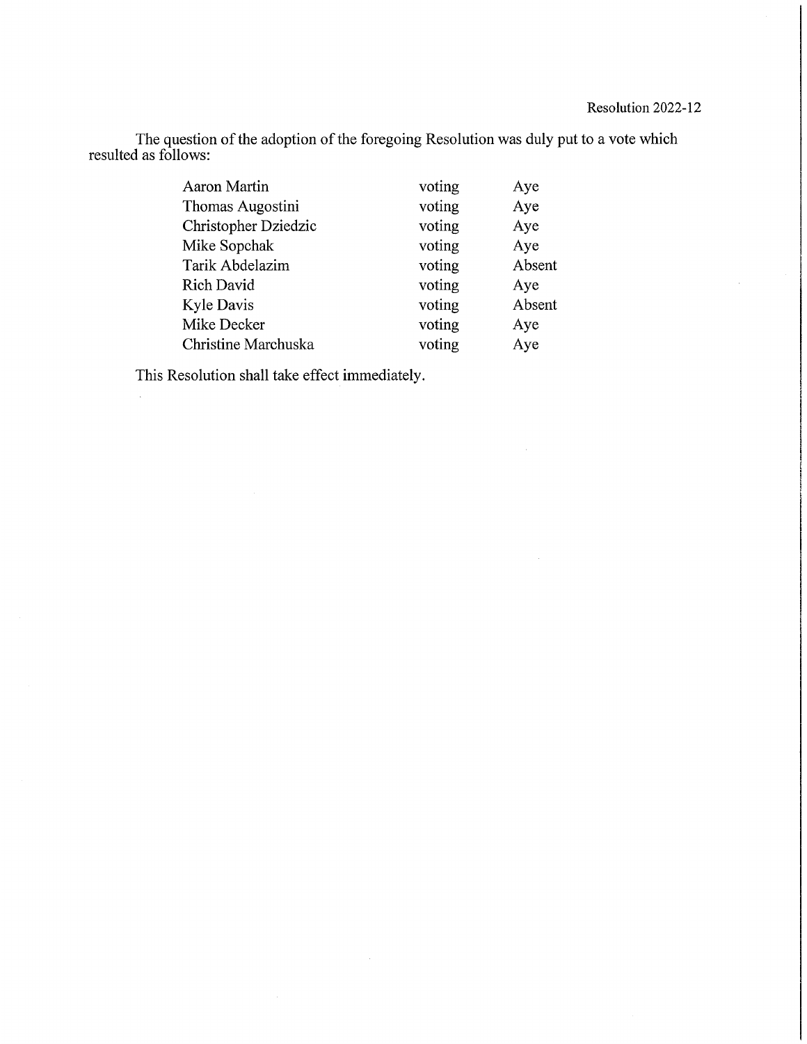Resolution 2022-12

The question of the adoption of the foregoing Resolution was duly put to a vote which resulted as follows:

| | | |
|---|---|---|
| Aaron Martin | voting | Aye |
| Thomas Augostini | voting | Aye |
| Christopher Dziedzic | voting | Aye |
| Mike Sopchak | voting | Aye |
| Tarik Abdelazim | voting | Absent |
| Rich David | voting | Aye |
| Kyle Davis | voting | Absent |
| Mike Decker | voting | Aye |
| Christine Marchuska | voting | Aye |

This Resolution shall take effect immediately.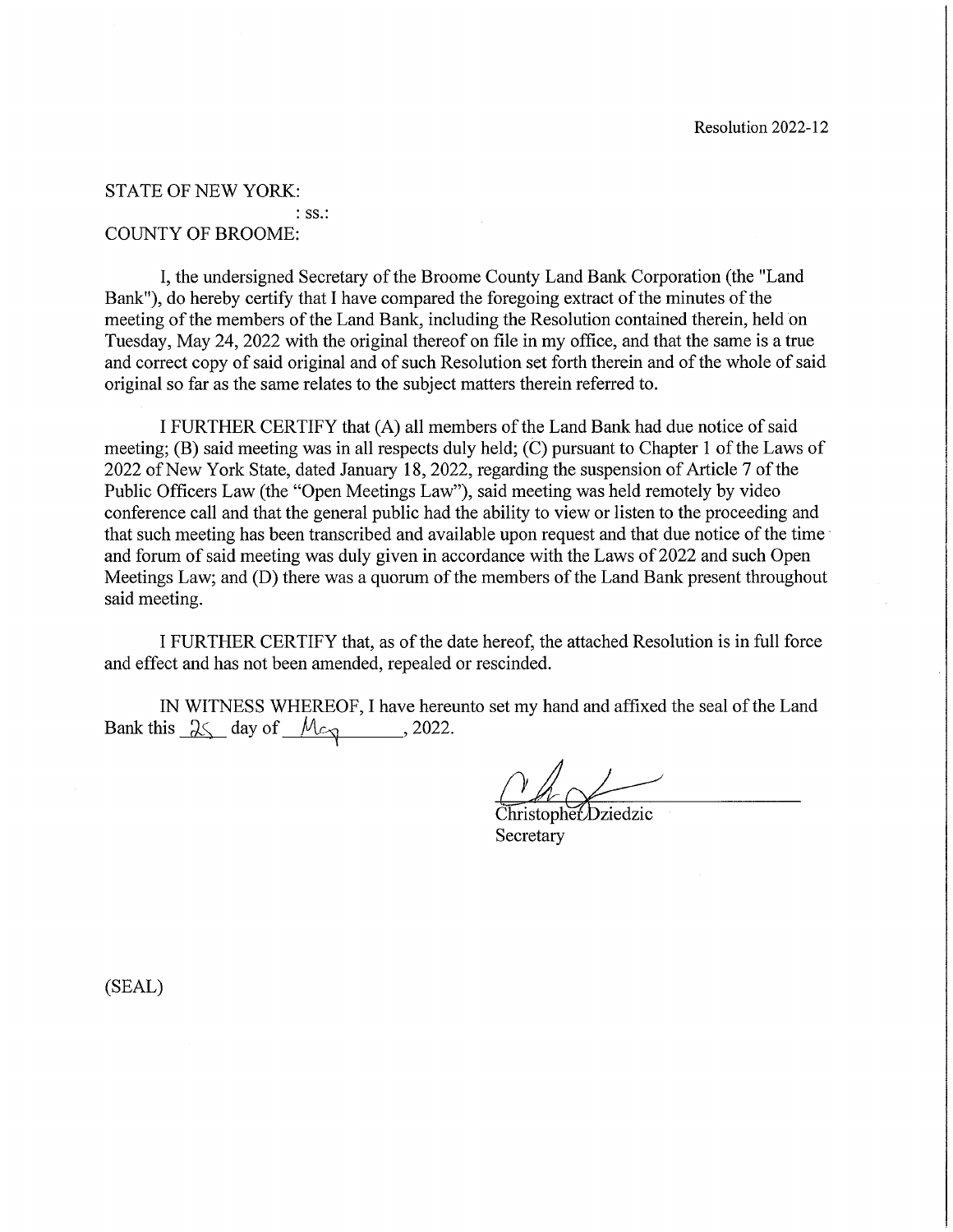Resolution 2022-12

STATE OF NEW YORK:
: ss.:
COUNTY OF BROOME:

I, the undersigned Secretary of the Broome County Land Bank Corporation (the "Land Bank"), do hereby certify that I have compared the foregoing extract of the minutes of the meeting of the members of the Land Bank, including the Resolution contained therein, held on Tuesday, May 24, 2022 with the original thereof on file in my office, and that the same is a true and correct copy of said original and of such Resolution set forth therein and of the whole of said original so far as the same relates to the subject matters therein referred to.

I FURTHER CERTIFY that (A) all members of the Land Bank had due notice of said meeting; (B) said meeting was in all respects duly held; (C) pursuant to Chapter 1 of the Laws of 2022 of New York State, dated January 18, 2022, regarding the suspension of Article 7 of the Public Officers Law (the "Open Meetings Law"), said meeting was held remotely by video conference call and that the general public had the ability to view or listen to the proceeding and that such meeting has been transcribed and available upon request and that due notice of the time and forum of said meeting was duly given in accordance with the Laws of 2022 and such Open Meetings Law; and (D) there was a quorum of the members of the Land Bank present throughout said meeting.

I FURTHER CERTIFY that, as of the date hereof, the attached Resolution is in full force and effect and has not been amended, repealed or rescinded.

IN WITNESS WHEREOF, I have hereunto set my hand and affixed the seal of the Land Bank this 25 day of May, 2022.

Christopher Dziedzic
Secretary

(SEAL)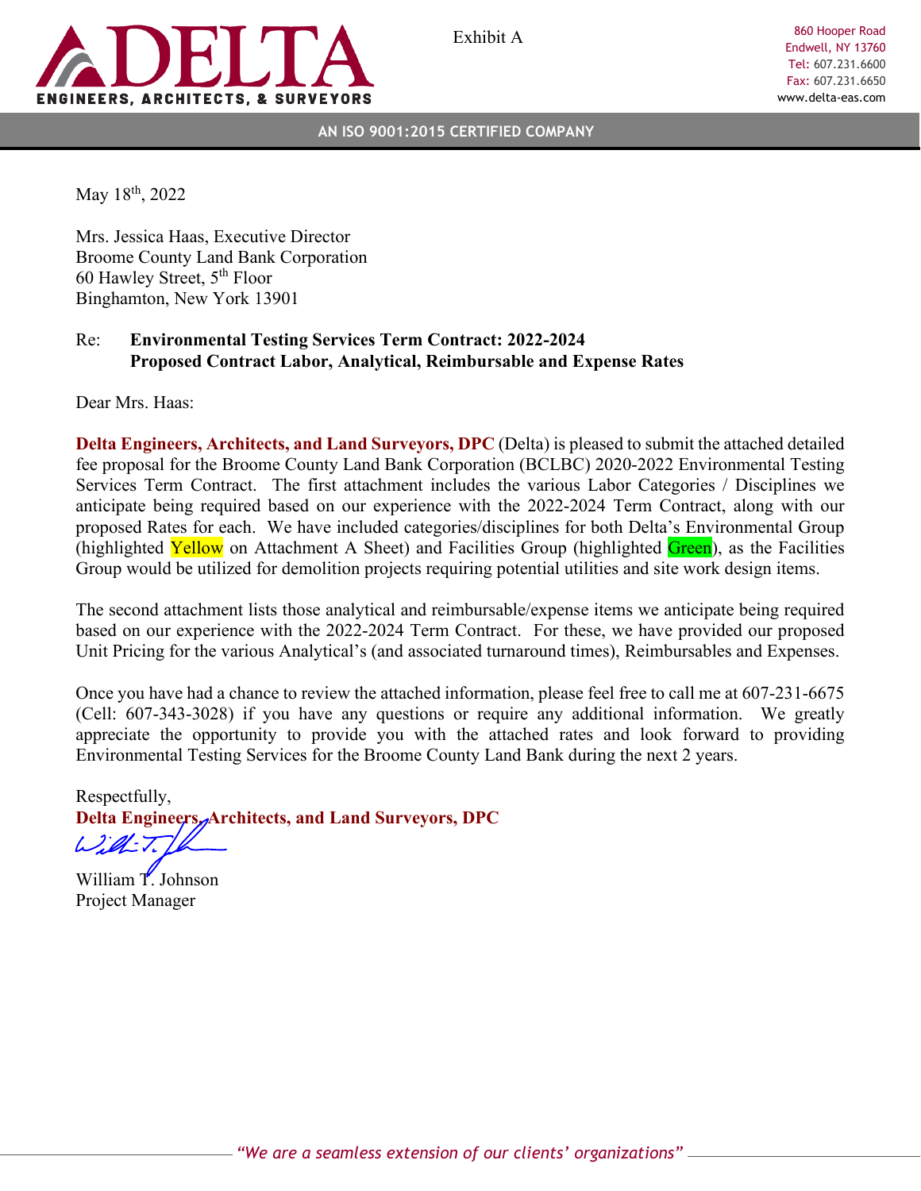Exhibit A

**DELTA**
**ENGINEERS, ARCHITECTS, & SURVEYORS**

860 Hooper Road
Endwell, NY 13760
Tel: 607.231.6600
Fax: 607.231.6650
www.delta-eas.com

**AN ISO 9001:2015 CERTIFIED COMPANY**

May 18th, 2022

Mrs. Jessica Haas, Executive Director
Broome County Land Bank Corporation
60 Hawley Street, 5th Floor
Binghamton, New York 13901

Re: **Environmental Testing Services Term Contract: 2022-2024**
**Proposed Contract Labor, Analytical, Reimbursable and Expense Rates**

Dear Mrs. Haas:

**Delta Engineers, Architects, and Land Surveyors, DPC** (Delta) is pleased to submit the attached detailed fee proposal for the Broome County Land Bank Corporation (BCLBC) 2020-2022 Environmental Testing Services Term Contract. The first attachment includes the various Labor Categories / Disciplines we anticipate being required based on our experience with the 2022-2024 Term Contract, along with our proposed Rates for each. We have included categories/disciplines for both Delta's Environmental Group (highlighted Yellow on Attachment A Sheet) and Facilities Group (highlighted Green), as the Facilities Group would be utilized for demolition projects requiring potential utilities and site work design items.

The second attachment lists those analytical and reimbursable/expense items we anticipate being required based on our experience with the 2022-2024 Term Contract. For these, we have provided our proposed Unit Pricing for the various Analytical's (and associated turnaround times), Reimbursables and Expenses.

Once you have had a chance to review the attached information, please feel free to call me at 607-231-6675 (Cell: 607-343-3028) if you have any questions or require any additional information. We greatly appreciate the opportunity to provide you with the attached rates and look forward to providing Environmental Testing Services for the Broome County Land Bank during the next 2 years.

Respectfully,
**Delta Engineers, Architects, and Land Surveyors, DPC**

William T. Johnson
Project Manager

*"We are a seamless extension of our clients' organizations"*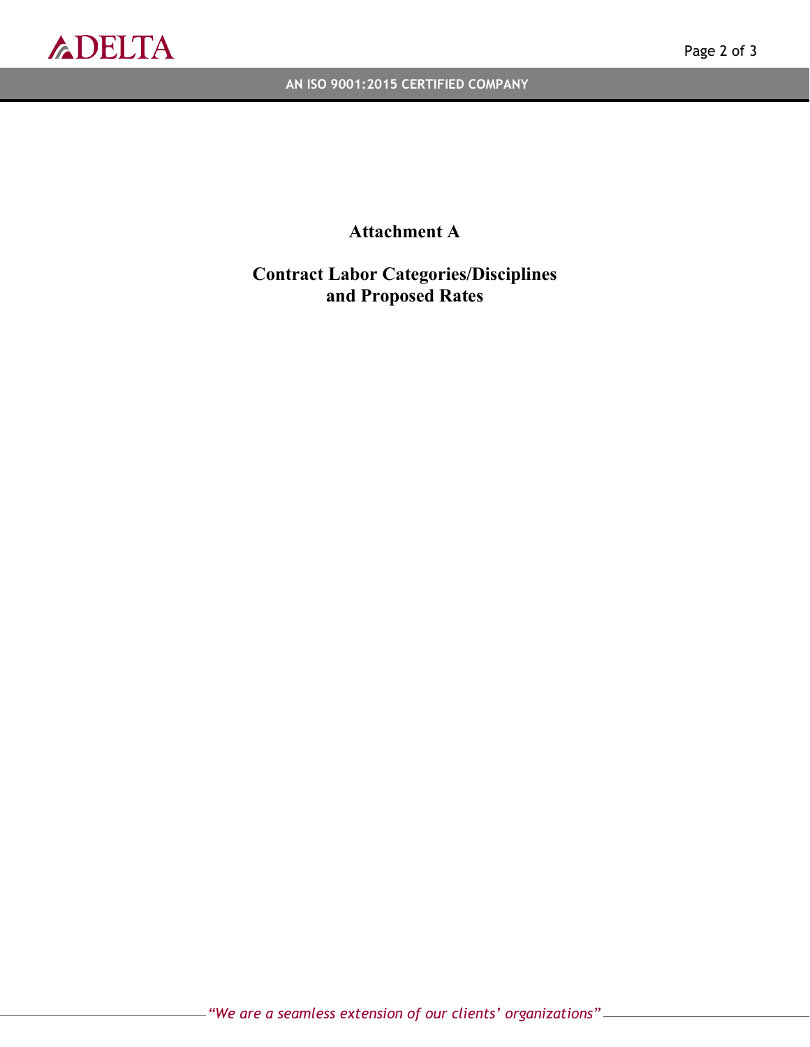# Attachment A

## Contract Labor Categories/Disciplines and Proposed Rates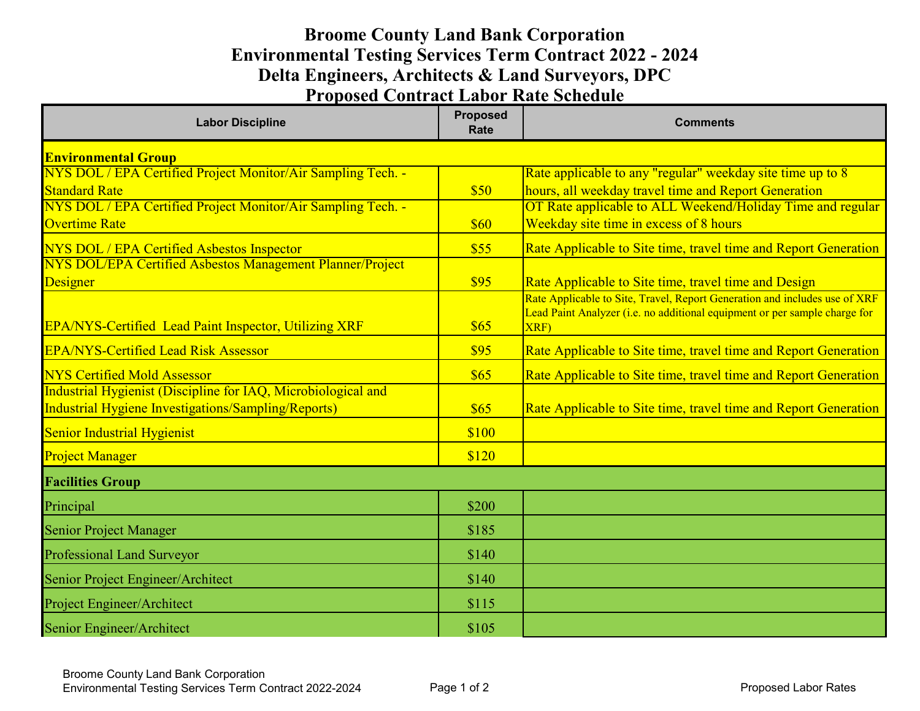# Broome County Land Bank Corporation
# Environmental Testing Services Term Contract 2022 - 2024
# Delta Engineers, Architects & Land Surveyors, DPC
# Proposed Contract Labor Rate Schedule

| Labor Discipline | Proposed Rate | Comments |
|---|---|---|
| **Environmental Group** | | |
| NYS DOL / EPA Certified Project Monitor/Air Sampling Tech. - Standard Rate | $50 | Rate applicable to any "regular" weekday site time up to 8 hours, all weekday travel time and Report Generation |
| NYS DOL / EPA Certified Project Monitor/Air Sampling Tech. - Overtime Rate | $60 | OT Rate applicable to ALL Weekend/Holiday Time and regular Weekday site time in excess of 8 hours |
| NYS DOL / EPA Certified Asbestos Inspector | $55 | Rate Applicable to Site time, travel time and Report Generation |
| NYS DOL/EPA Certified Asbestos Management Planner/Project Designer | $95 | Rate Applicable to Site time, travel time and Design |
| EPA/NYS-Certified Lead Paint Inspector, Utilizing XRF | $65 | Rate Applicable to Site, Travel, Report Generation and includes use of XRF Lead Paint Analyzer (i.e. no additional equipment or per sample charge for XRF) |
| EPA/NYS-Certified Lead Risk Assessor | $95 | Rate Applicable to Site time, travel time and Report Generation |
| NYS Certified Mold Assessor | $65 | Rate Applicable to Site time, travel time and Report Generation |
| Industrial Hygienist (Discipline for IAQ, Microbiological and Industrial Hygiene Investigations/Sampling/Reports) | $65 | Rate Applicable to Site time, travel time and Report Generation |
| Senior Industrial Hygienist | $100 | |
| Project Manager | $120 | |
| **Facilities Group** | | |
| Principal | $200 | |
| Senior Project Manager | $185 | |
| Professional Land Surveyor | $140 | |
| Senior Project Engineer/Architect | $140 | |
| Project Engineer/Architect | $115 | |
| Senior Engineer/Architect | $105 | |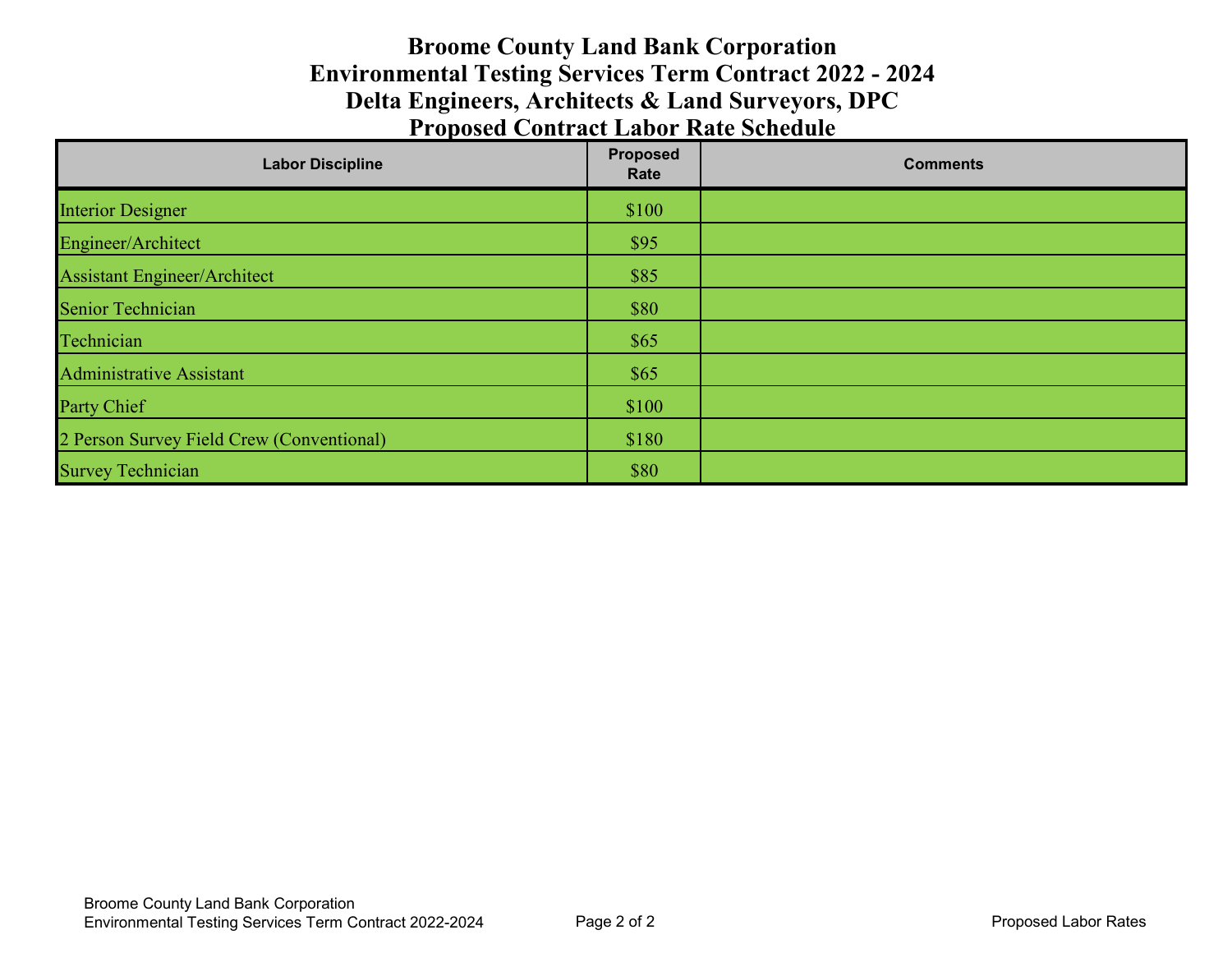# Broome County Land Bank Corporation
# Environmental Testing Services Term Contract 2022 - 2024
# Delta Engineers, Architects & Land Surveyors, DPC
# Proposed Contract Labor Rate Schedule

| Labor Discipline | Proposed Rate | Comments |
|---|---|---|
| Interior Designer | $100 | |
| Engineer/Architect | $95 | |
| Assistant Engineer/Architect | $85 | |
| Senior Technician | $80 | |
| Technician | $65 | |
| Administrative Assistant | $65 | |
| Party Chief | $100 | |
| 2 Person Survey Field Crew (Conventional) | $180 | |
| Survey Technician | $80 | |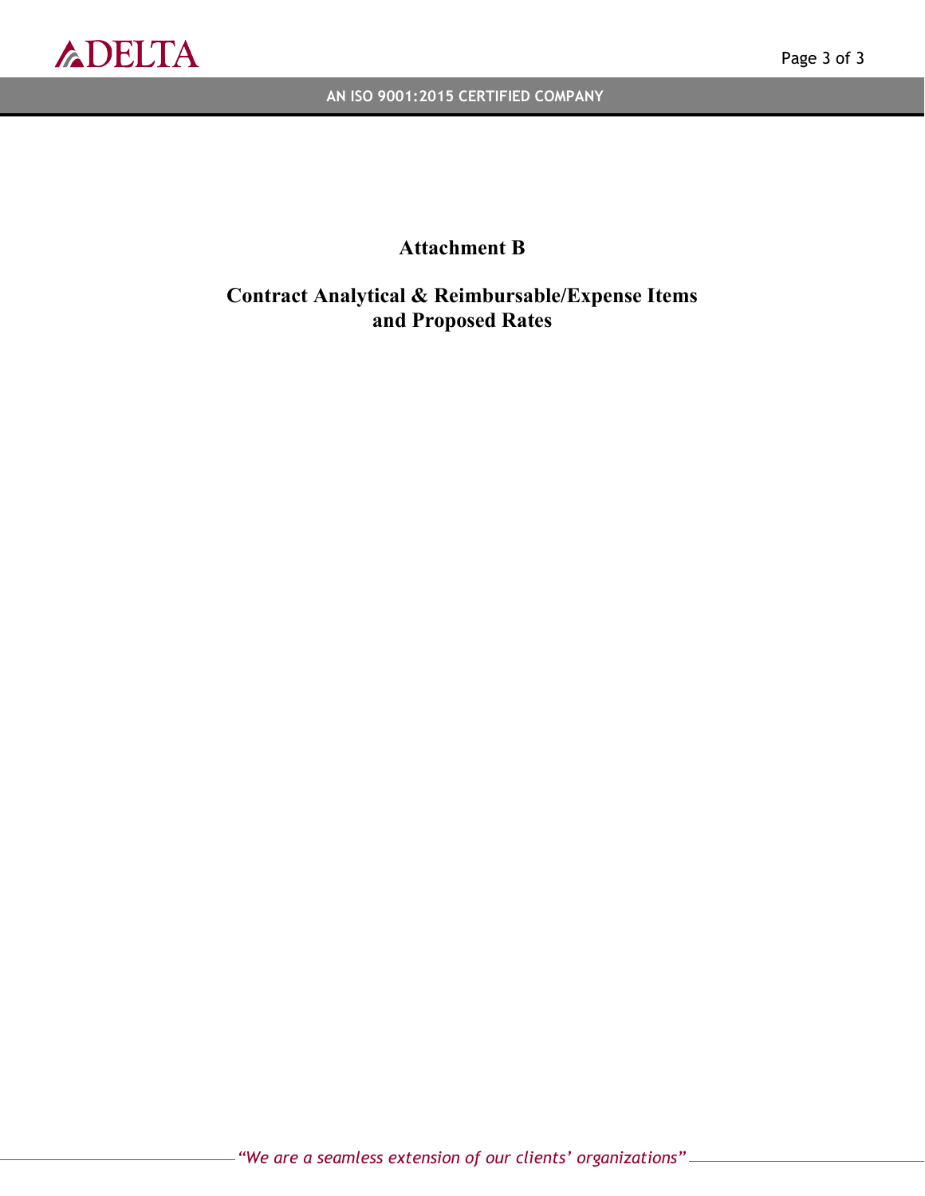# Attachment B

## Contract Analytical & Reimbursable/Expense Items and Proposed Rates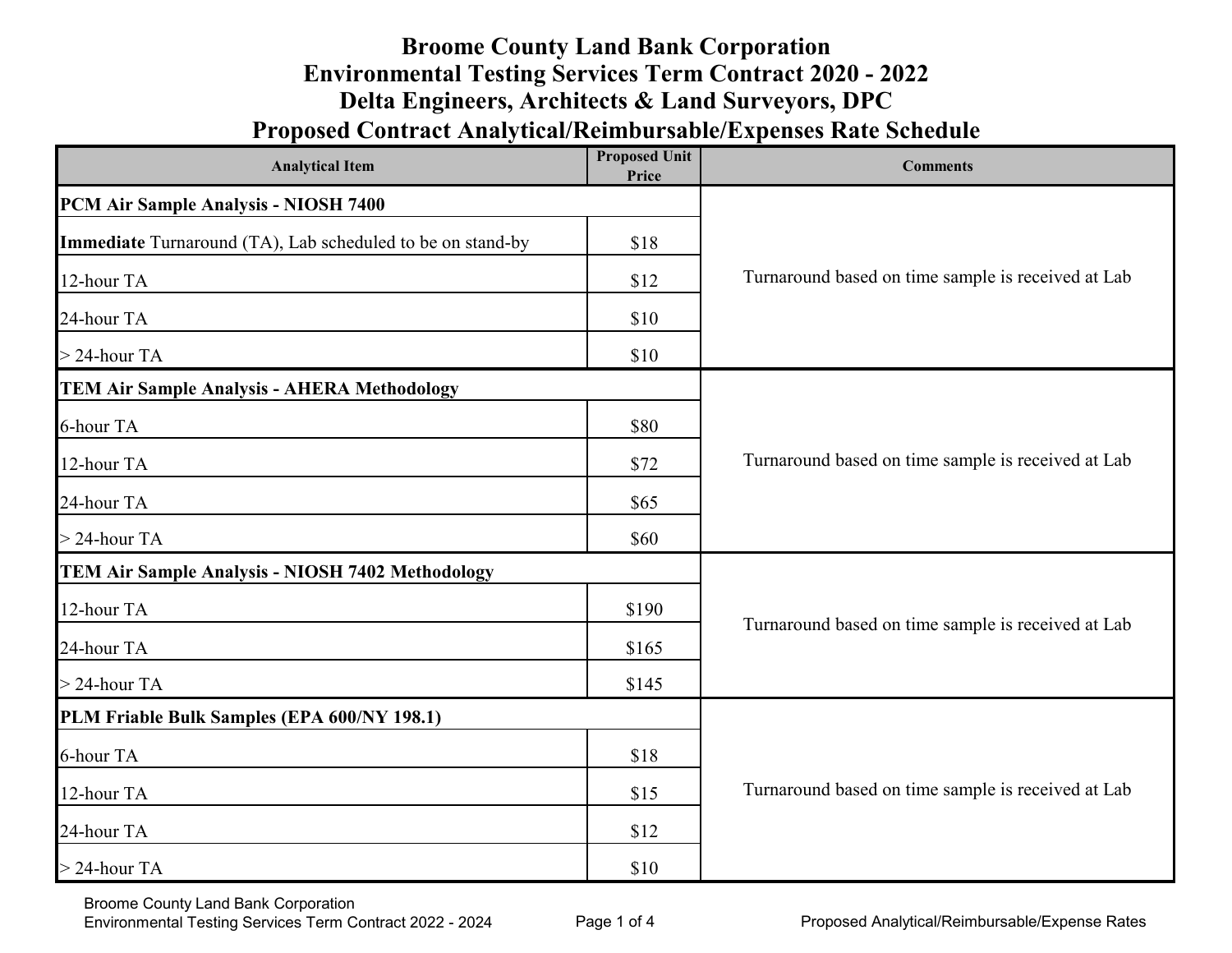# Broome County Land Bank Corporation
# Environmental Testing Services Term Contract 2020 - 2022
# Delta Engineers, Architects & Land Surveyors, DPC
# Proposed Contract Analytical/Reimbursable/Expenses Rate Schedule

| Analytical Item | Proposed Unit Price | Comments |
|---|---|---|
| **PCM Air Sample Analysis - NIOSH 7400** | | Turnaround based on time sample is received at Lab |
| **Immediate** Turnaround (TA), Lab scheduled to be on stand-by | $18 | |
| 12-hour TA | $12 | |
| 24-hour TA | $10 | |
| > 24-hour TA | $10 | |
| **TEM Air Sample Analysis - AHERA Methodology** | | Turnaround based on time sample is received at Lab |
| 6-hour TA | $80 | |
| 12-hour TA | $72 | |
| 24-hour TA | $65 | |
| > 24-hour TA | $60 | |
| **TEM Air Sample Analysis - NIOSH 7402 Methodology** | | Turnaround based on time sample is received at Lab |
| 12-hour TA | $190 | |
| 24-hour TA | $165 | |
| > 24-hour TA | $145 | |
| **PLM Friable Bulk Samples (EPA 600/NY 198.1)** | | Turnaround based on time sample is received at Lab |
| 6-hour TA | $18 | |
| 12-hour TA | $15 | |
| 24-hour TA | $12 | |
| > 24-hour TA | $10 | |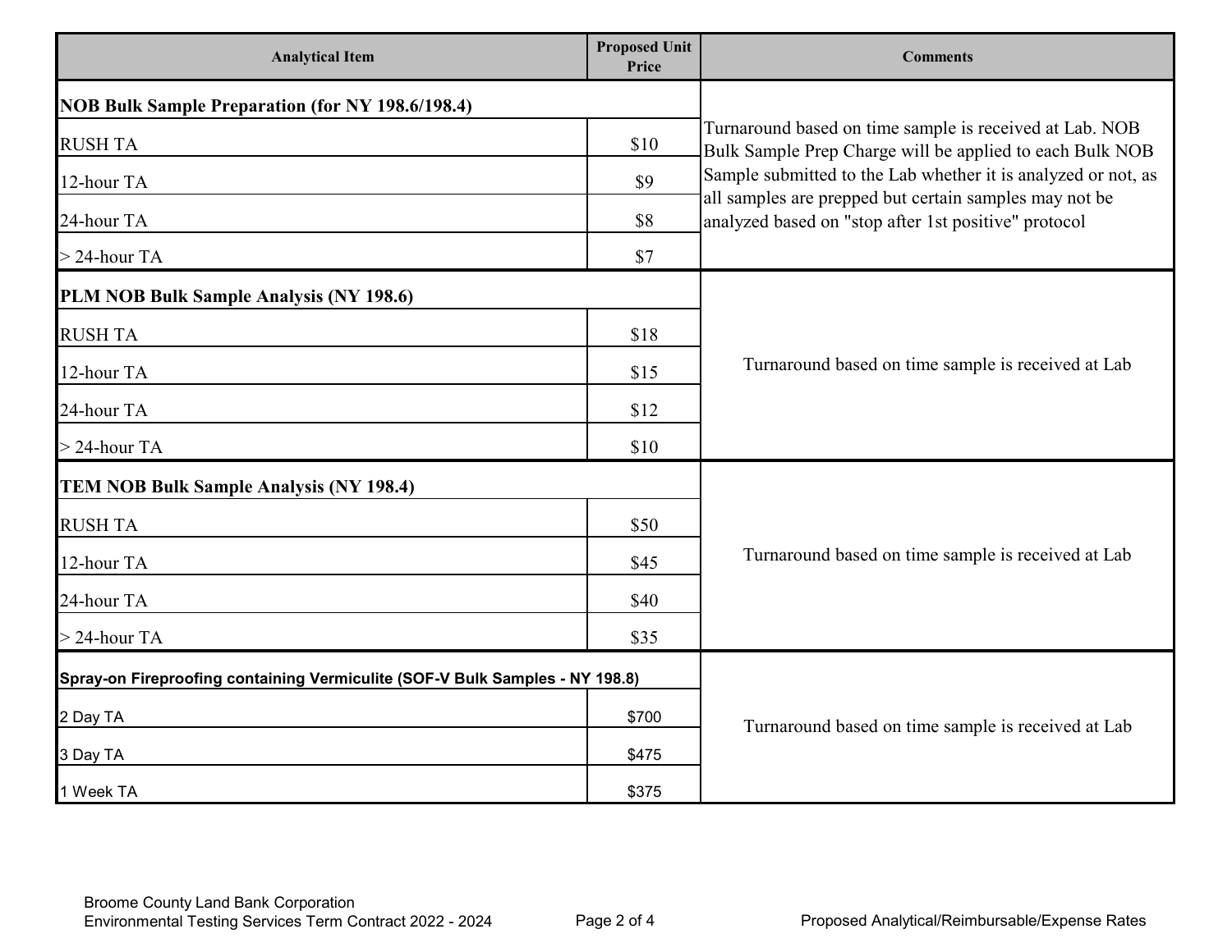| Analytical Item | Proposed Unit Price | Comments |
|---|---|---|
| **NOB Bulk Sample Preparation (for NY 198.6/198.4)** | | Turnaround based on time sample is received at Lab. NOB Bulk Sample Prep Charge will be applied to each Bulk NOB Sample submitted to the Lab whether it is analyzed or not, as all samples are prepped but certain samples may not be analyzed based on "stop after 1st positive" protocol |
| RUSH TA | $10 | |
| 12-hour TA | $9 | |
| 24-hour TA | $8 | |
| > 24-hour TA | $7 | |
| **PLM NOB Bulk Sample Analysis (NY 198.6)** | | Turnaround based on time sample is received at Lab |
| RUSH TA | $18 | |
| 12-hour TA | $15 | |
| 24-hour TA | $12 | |
| > 24-hour TA | $10 | |
| **TEM NOB Bulk Sample Analysis (NY 198.4)** | | Turnaround based on time sample is received at Lab |
| RUSH TA | $50 | |
| 12-hour TA | $45 | |
| 24-hour TA | $40 | |
| > 24-hour TA | $35 | |
| **Spray-on Fireproofing containing Vermiculite (SOF-V Bulk Samples - NY 198.8)** | | Turnaround based on time sample is received at Lab |
| 2 Day TA | $700 | |
| 3 Day TA | $475 | |
| 1 Week TA | $375 | |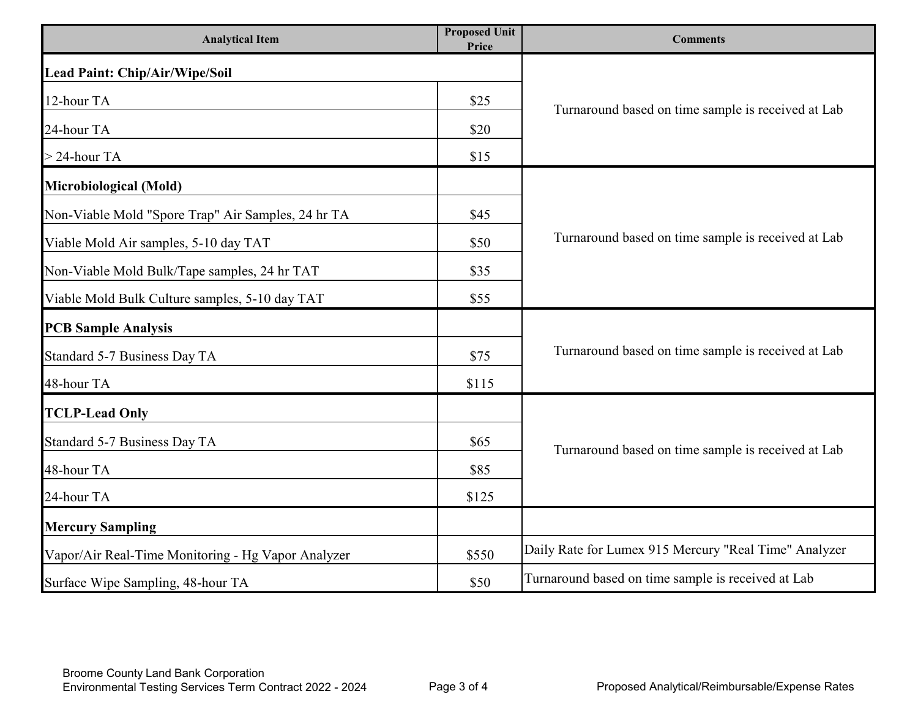| Analytical Item | Proposed Unit Price | Comments |
| --- | --- | --- |
| **Lead Paint: Chip/Air/Wipe/Soil** | | Turnaround based on time sample is received at Lab |
| 12-hour TA | $25 | |
| 24-hour TA | $20 | |
| > 24-hour TA | $15 | |
| **Microbiological (Mold)** | | Turnaround based on time sample is received at Lab |
| Non-Viable Mold "Spore Trap" Air Samples, 24 hr TA | $45 | |
| Viable Mold Air samples, 5-10 day TAT | $50 | |
| Non-Viable Mold Bulk/Tape samples, 24 hr TAT | $35 | |
| Viable Mold Bulk Culture samples, 5-10 day TAT | $55 | |
| **PCB Sample Analysis** | | Turnaround based on time sample is received at Lab |
| Standard 5-7 Business Day TA | $75 | |
| 48-hour TA | $115 | |
| **TCLP-Lead Only** | | Turnaround based on time sample is received at Lab |
| Standard 5-7 Business Day TA | $65 | |
| 48-hour TA | $85 | |
| 24-hour TA | $125 | |
| **Mercury Sampling** | | |
| Vapor/Air Real-Time Monitoring - Hg Vapor Analyzer | $550 | Daily Rate for Lumex 915 Mercury "Real Time" Analyzer |
| Surface Wipe Sampling, 48-hour TA | $50 | Turnaround based on time sample is received at Lab |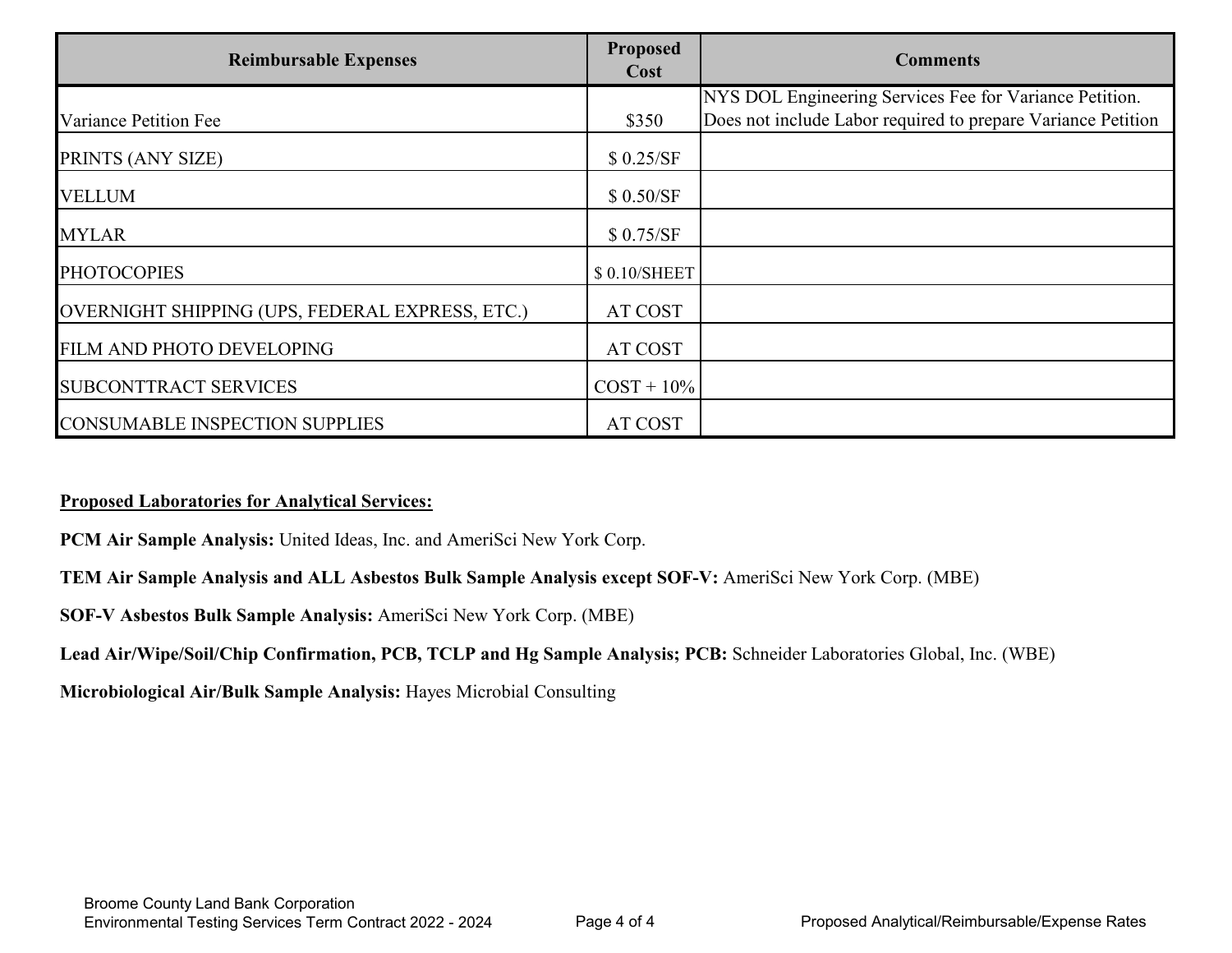| Reimbursable Expenses | Proposed Cost | Comments |
|---|---|---|
| Variance Petition Fee | $350 | NYS DOL Engineering Services Fee for Variance Petition. Does not include Labor required to prepare Variance Petition |
| PRINTS (ANY SIZE) | $ 0.25/SF | |
| VELLUM | $ 0.50/SF | |
| MYLAR | $ 0.75/SF | |
| PHOTOCOPIES | $ 0.10/SHEET | |
| OVERNIGHT SHIPPING (UPS, FEDERAL EXPRESS, ETC.) | AT COST | |
| FILM AND PHOTO DEVELOPING | AT COST | |
| SUBCONTTRACT SERVICES | COST + 10% | |
| CONSUMABLE INSPECTION SUPPLIES | AT COST | |

**Proposed Laboratories for Analytical Services:**

**PCM Air Sample Analysis:** United Ideas, Inc. and AmeriSci New York Corp.

**TEM Air Sample Analysis and ALL Asbestos Bulk Sample Analysis except SOF-V:** AmeriSci New York Corp. (MBE)

**SOF-V Asbestos Bulk Sample Analysis:** AmeriSci New York Corp. (MBE)

**Lead Air/Wipe/Soil/Chip Confirmation, PCB, TCLP and Hg Sample Analysis; PCB:** Schneider Laboratories Global, Inc. (WBE)

**Microbiological Air/Bulk Sample Analysis:** Hayes Microbial Consulting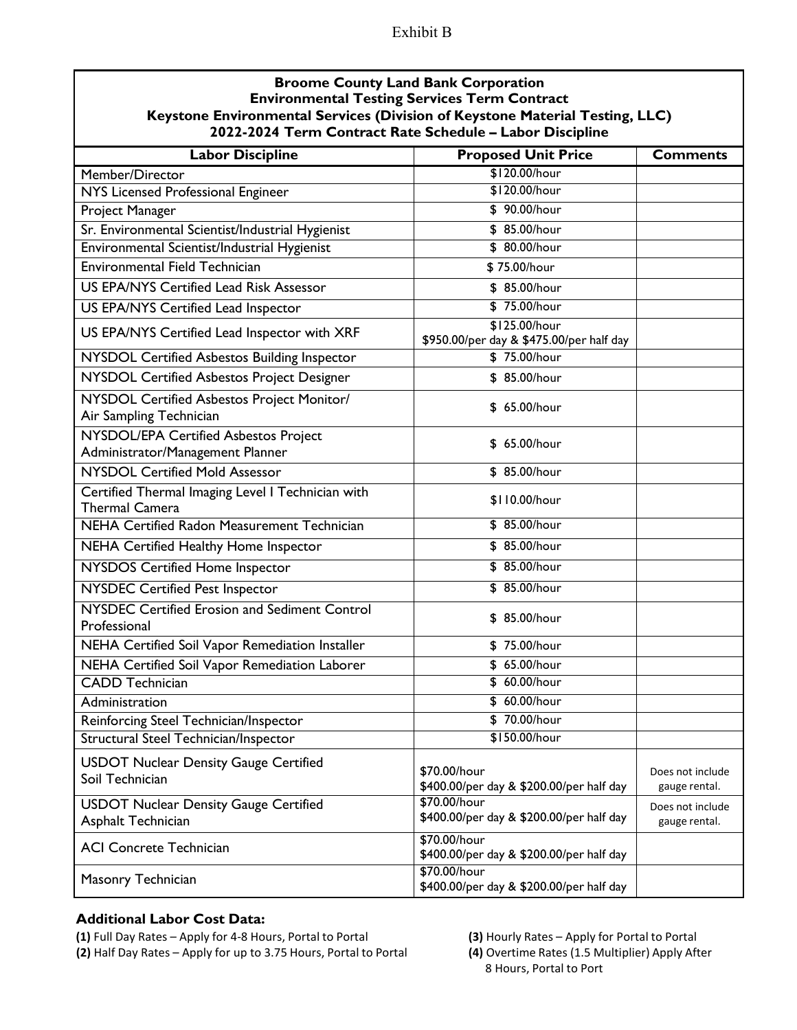Exhibit B

| Broome County Land Bank Corporation<br>Environmental Testing Services Term Contract<br>Keystone Environmental Services (Division of Keystone Material Testing, LLC)<br>2022-2024 Term Contract Rate Schedule – Labor Discipline | | |
|---|---|---|
| **Labor Discipline** | **Proposed Unit Price** | **Comments** |
| Member/Director | $120.00/hour | |
| NYS Licensed Professional Engineer | $120.00/hour | |
| Project Manager | $ 90.00/hour | |
| Sr. Environmental Scientist/Industrial Hygienist | $ 85.00/hour | |
| Environmental Scientist/Industrial Hygienist | $ 80.00/hour | |
| Environmental Field Technician | $ 75.00/hour | |
| US EPA/NYS Certified Lead Risk Assessor | $ 85.00/hour | |
| US EPA/NYS Certified Lead Inspector | $ 75.00/hour | |
| US EPA/NYS Certified Lead Inspector with XRF | $125.00/hour<br>$950.00/per day & $475.00/per half day | |
| NYSDOL Certified Asbestos Building Inspector | $ 75.00/hour | |
| NYSDOL Certified Asbestos Project Designer | $ 85.00/hour | |
| NYSDOL Certified Asbestos Project Monitor/ Air Sampling Technician | $ 65.00/hour | |
| NYSDOL/EPA Certified Asbestos Project Administrator/Management Planner | $ 65.00/hour | |
| NYSDOL Certified Mold Assessor | $ 85.00/hour | |
| Certified Thermal Imaging Level I Technician with Thermal Camera | $110.00/hour | |
| NEHA Certified Radon Measurement Technician | $ 85.00/hour | |
| NEHA Certified Healthy Home Inspector | $ 85.00/hour | |
| NYSDOS Certified Home Inspector | $ 85.00/hour | |
| NYSDEC Certified Pest Inspector | $ 85.00/hour | |
| NYSDEC Certified Erosion and Sediment Control Professional | $ 85.00/hour | |
| NEHA Certified Soil Vapor Remediation Installer | $ 75.00/hour | |
| NEHA Certified Soil Vapor Remediation Laborer | $ 65.00/hour | |
| CADD Technician | $ 60.00/hour | |
| Administration | $ 60.00/hour | |
| Reinforcing Steel Technician/Inspector | $ 70.00/hour | |
| Structural Steel Technician/Inspector | $150.00/hour | |
| USDOT Nuclear Density Gauge Certified Soil Technician | $70.00/hour<br>$400.00/per day & $200.00/per half day | Does not include gauge rental. |
| USDOT Nuclear Density Gauge Certified Asphalt Technician | $70.00/hour<br>$400.00/per day & $200.00/per half day | Does not include gauge rental. |
| ACI Concrete Technician | $70.00/hour<br>$400.00/per day & $200.00/per half day | |
| Masonry Technician | $70.00/hour<br>$400.00/per day & $200.00/per half day | |

**Additional Labor Cost Data:**

**(1)** Full Day Rates – Apply for 4-8 Hours, Portal to Portal

**(2)** Half Day Rates – Apply for up to 3.75 Hours, Portal to Portal

**(3)** Hourly Rates – Apply for Portal to Portal

**(4)** Overtime Rates (1.5 Multiplier) Apply After 8 Hours, Portal to Port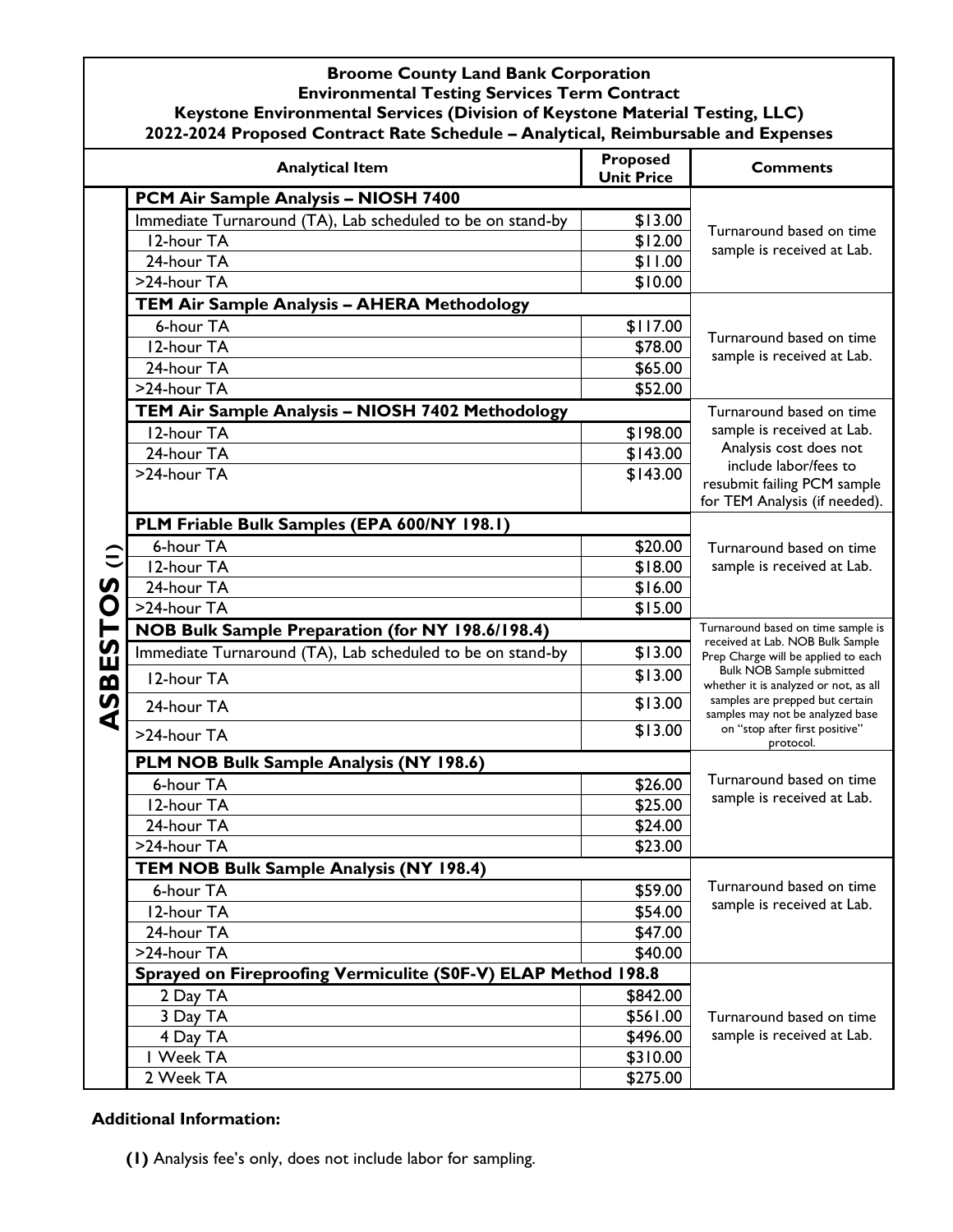**Broome County Land Bank Corporation**
**Environmental Testing Services Term Contract**
**Keystone Environmental Services (Division of Keystone Material Testing, LLC)**
**2022-2024 Proposed Contract Rate Schedule – Analytical, Reimbursable and Expenses**

| | Analytical Item | Proposed Unit Price | Comments |
|---|---|---|---|
| ASBESTOS (1) | **PCM Air Sample Analysis – NIOSH 7400** | | Turnaround based on time sample is received at Lab. |
| | Immediate Turnaround (TA), Lab scheduled to be on stand-by | $13.00 | |
| | 12-hour TA | $12.00 | |
| | 24-hour TA | $11.00 | |
| | >24-hour TA | $10.00 | |
| | **TEM Air Sample Analysis – AHERA Methodology** | | Turnaround based on time sample is received at Lab. |
| | 6-hour TA | $117.00 | |
| | 12-hour TA | $78.00 | |
| | 24-hour TA | $65.00 | |
| | >24-hour TA | $52.00 | |
| | **TEM Air Sample Analysis – NIOSH 7402 Methodology** | | Turnaround based on time sample is received at Lab. Analysis cost does not include labor/fees to resubmit failing PCM sample for TEM Analysis (if needed). |
| | 12-hour TA | $198.00 | |
| | 24-hour TA | $143.00 | |
| | >24-hour TA | $143.00 | |
| | **PLM Friable Bulk Samples (EPA 600/NY 198.1)** | | Turnaround based on time sample is received at Lab. |
| | 6-hour TA | $20.00 | |
| | 12-hour TA | $18.00 | |
| | 24-hour TA | $16.00 | |
| | >24-hour TA | $15.00 | |
| | **NOB Bulk Sample Preparation (for NY 198.6/198.4)** | | Turnaround based on time sample is received at Lab. NOB Bulk Sample Prep Charge will be applied to each Bulk NOB Sample submitted whether it is analyzed or not, as all samples are prepped but certain samples may not be analyzed base on "stop after first positive" protocol. |
| | Immediate Turnaround (TA), Lab scheduled to be on stand-by | $13.00 | |
| | 12-hour TA | $13.00 | |
| | 24-hour TA | $13.00 | |
| | >24-hour TA | $13.00 | |
| | **PLM NOB Bulk Sample Analysis (NY 198.6)** | | Turnaround based on time sample is received at Lab. |
| | 6-hour TA | $26.00 | |
| | 12-hour TA | $25.00 | |
| | 24-hour TA | $24.00 | |
| | >24-hour TA | $23.00 | |
| | **TEM NOB Bulk Sample Analysis (NY 198.4)** | | Turnaround based on time sample is received at Lab. |
| | 6-hour TA | $59.00 | |
| | 12-hour TA | $54.00 | |
| | 24-hour TA | $47.00 | |
| | >24-hour TA | $40.00 | |
| | **Sprayed on Fireproofing Vermiculite (S0F-V) ELAP Method 198.8** | | Turnaround based on time sample is received at Lab. |
| | 2 Day TA | $842.00 | |
| | 3 Day TA | $561.00 | |
| | 4 Day TA | $496.00 | |
| | 1 Week TA | $310.00 | |
| | 2 Week TA | $275.00 | |

**Additional Information:**

**(1)** Analysis fee's only, does not include labor for sampling.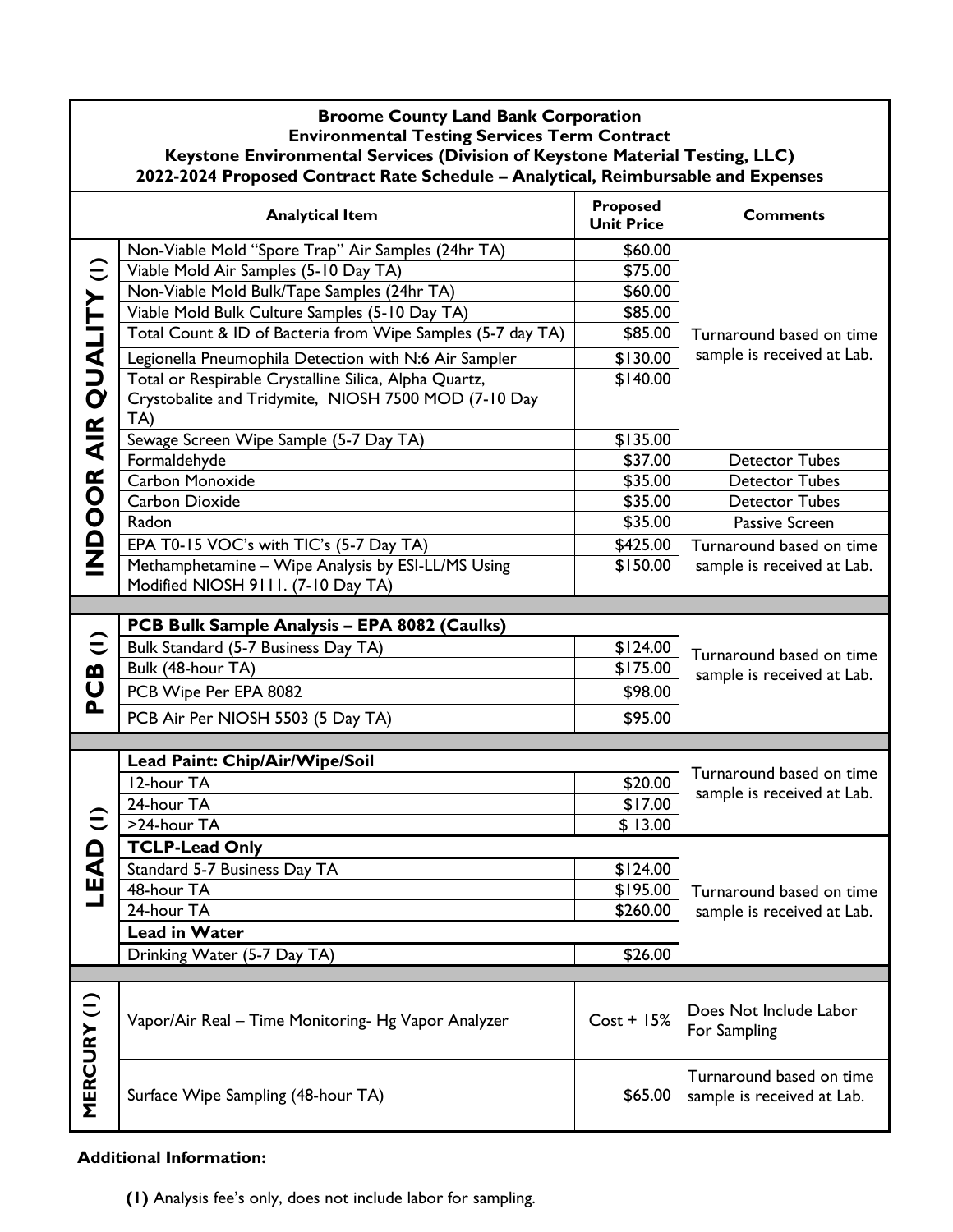**Broome County Land Bank Corporation**
**Environmental Testing Services Term Contract**
**Keystone Environmental Services (Division of Keystone Material Testing, LLC)**
**2022-2024 Proposed Contract Rate Schedule – Analytical, Reimbursable and Expenses**

| Category | Analytical Item | Proposed Unit Price | Comments |
|---|---|---|---|
| **INDOOR AIR QUALITY (1)** | Non-Viable Mold "Spore Trap" Air Samples (24hr TA) | $60.00 | Turnaround based on time sample is received at Lab. |
| | Viable Mold Air Samples (5-10 Day TA) | $75.00 | |
| | Non-Viable Mold Bulk/Tape Samples (24hr TA) | $60.00 | |
| | Viable Mold Bulk Culture Samples (5-10 Day TA) | $85.00 | |
| | Total Count & ID of Bacteria from Wipe Samples (5-7 day TA) | $85.00 | |
| | Legionella Pneumophila Detection with N:6 Air Sampler | $130.00 | |
| | Total or Respirable Crystalline Silica, Alpha Quartz, Crystobalite and Tridymite, NIOSH 7500 MOD (7-10 Day TA) | $140.00 | |
| | Sewage Screen Wipe Sample (5-7 Day TA) | $135.00 | |
| | Formaldehyde | $37.00 | Detector Tubes |
| | Carbon Monoxide | $35.00 | Detector Tubes |
| | Carbon Dioxide | $35.00 | Detector Tubes |
| | Radon | $35.00 | Passive Screen |
| | EPA T0-15 VOC's with TIC's (5-7 Day TA) | $425.00 | Turnaround based on time sample is received at Lab. |
| | Methamphetamine – Wipe Analysis by ESI-LL/MS Using Modified NIOSH 9111. (7-10 Day TA) | $150.00 | |
| **PCB (1)** | **PCB Bulk Sample Analysis – EPA 8082 (Caulks)** | | Turnaround based on time sample is received at Lab. |
| | Bulk Standard (5-7 Business Day TA) | $124.00 | |
| | Bulk (48-hour TA) | $175.00 | |
| | PCB Wipe Per EPA 8082 | $98.00 | |
| | PCB Air Per NIOSH 5503 (5 Day TA) | $95.00 | |
| **LEAD (1)** | **Lead Paint: Chip/Air/Wipe/Soil** | | Turnaround based on time sample is received at Lab. |
| | 12-hour TA | $20.00 | |
| | 24-hour TA | $17.00 | |
| | >24-hour TA | $ 13.00 | |
| | **TCLP-Lead Only** | | Turnaround based on time sample is received at Lab. |
| | Standard 5-7 Business Day TA | $124.00 | |
| | 48-hour TA | $195.00 | |
| | 24-hour TA | $260.00 | |
| | **Lead in Water** | | |
| | Drinking Water (5-7 Day TA) | $26.00 | |
| **MERCURY (1)** | Vapor/Air Real – Time Monitoring- Hg Vapor Analyzer | Cost + 15% | Does Not Include Labor For Sampling |
| | Surface Wipe Sampling (48-hour TA) | $65.00 | Turnaround based on time sample is received at Lab. |

**Additional Information:**

**(1)** Analysis fee's only, does not include labor for sampling.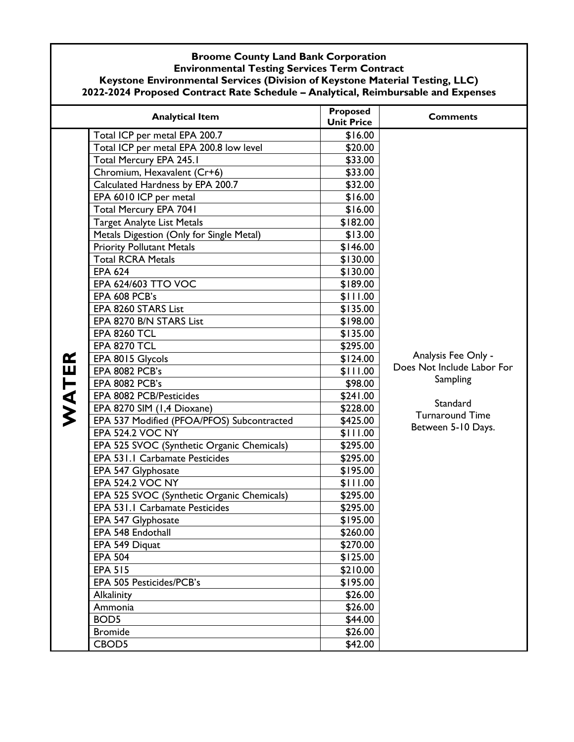**Broome County Land Bank Corporation**
**Environmental Testing Services Term Contract**
**Keystone Environmental Services (Division of Keystone Material Testing, LLC)**
**2022-2024 Proposed Contract Rate Schedule – Analytical, Reimbursable and Expenses**

| | Analytical Item | Proposed Unit Price | Comments |
|---|---|---|---|
| WATER | Total ICP per metal EPA 200.7 | $16.00 | Analysis Fee Only - Does Not Include Labor For Sampling<br><br>Standard Turnaround Time Between 5-10 Days. |
| | Total ICP per metal EPA 200.8 low level | $20.00 | |
| | Total Mercury EPA 245.1 | $33.00 | |
| | Chromium, Hexavalent (Cr+6) | $33.00 | |
| | Calculated Hardness by EPA 200.7 | $32.00 | |
| | EPA 6010 ICP per metal | $16.00 | |
| | Total Mercury EPA 7041 | $16.00 | |
| | Target Analyte List Metals | $182.00 | |
| | Metals Digestion (Only for Single Metal) | $13.00 | |
| | Priority Pollutant Metals | $146.00 | |
| | Total RCRA Metals | $130.00 | |
| | EPA 624 | $130.00 | |
| | EPA 624/603 TTO VOC | $189.00 | |
| | EPA 608 PCB's | $111.00 | |
| | EPA 8260 STARS List | $135.00 | |
| | EPA 8270 B/N STARS List | $198.00 | |
| | EPA 8260 TCL | $135.00 | |
| | EPA 8270 TCL | $295.00 | |
| | EPA 8015 Glycols | $124.00 | |
| | EPA 8082 PCB's | $111.00 | |
| | EPA 8082 PCB's | $98.00 | |
| | EPA 8082 PCB/Pesticides | $241.00 | |
| | EPA 8270 SIM (1,4 Dioxane) | $228.00 | |
| | EPA 537 Modified (PFOA/PFOS) Subcontracted | $425.00 | |
| | EPA 524.2 VOC NY | $111.00 | |
| | EPA 525 SVOC (Synthetic Organic Chemicals) | $295.00 | |
| | EPA 531.1 Carbamate Pesticides | $295.00 | |
| | EPA 547 Glyphosate | $195.00 | |
| | EPA 524.2 VOC NY | $111.00 | |
| | EPA 525 SVOC (Synthetic Organic Chemicals) | $295.00 | |
| | EPA 531.1 Carbamate Pesticides | $295.00 | |
| | EPA 547 Glyphosate | $195.00 | |
| | EPA 548 Endothall | $260.00 | |
| | EPA 549 Diquat | $270.00 | |
| | EPA 504 | $125.00 | |
| | EPA 515 | $210.00 | |
| | EPA 505 Pesticides/PCB's | $195.00 | |
| | Alkalinity | $26.00 | |
| | Ammonia | $26.00 | |
| | BOD5 | $44.00 | |
| | Bromide | $26.00 | |
| | CBOD5 | $42.00 | |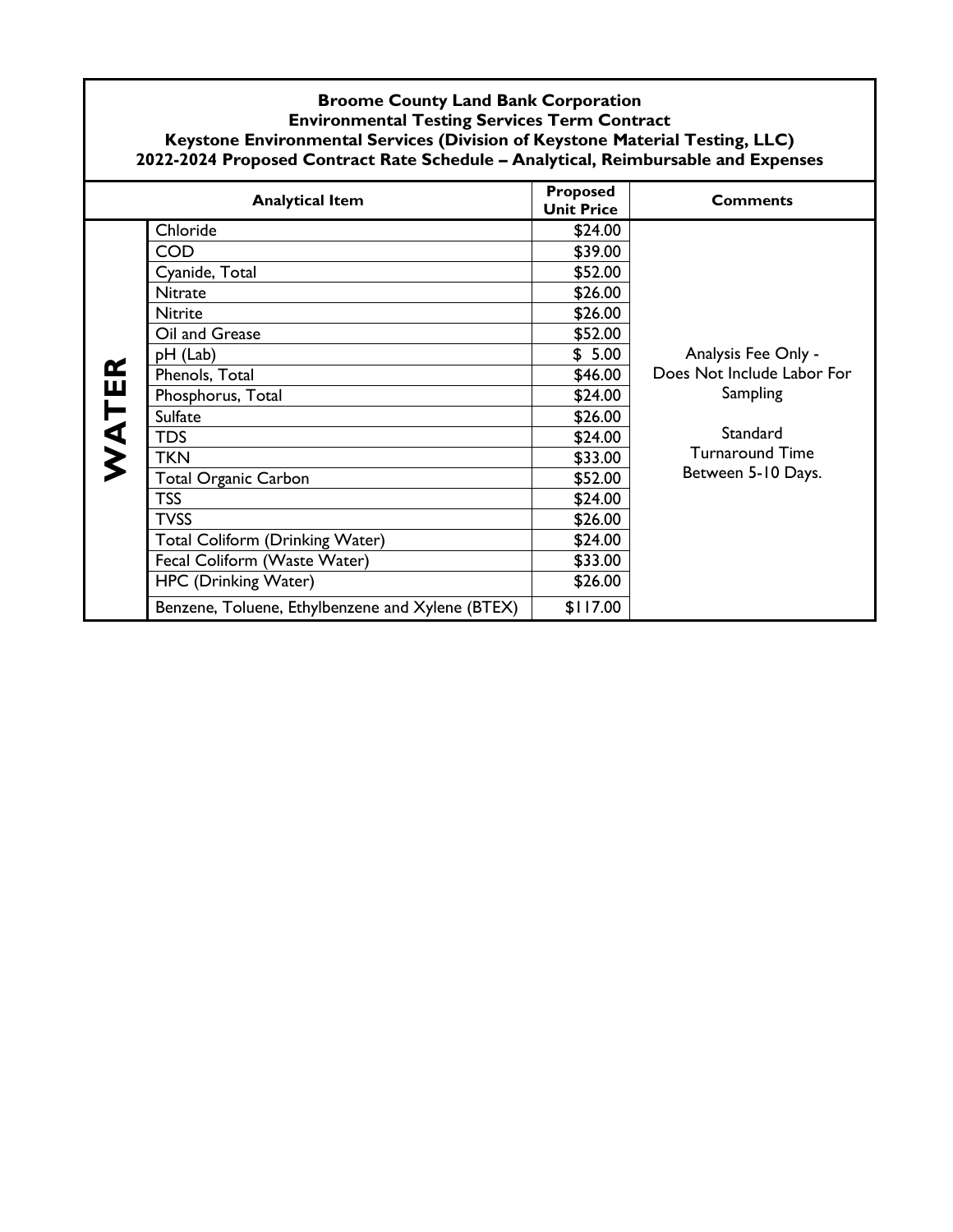**Broome County Land Bank Corporation**
**Environmental Testing Services Term Contract**
**Keystone Environmental Services (Division of Keystone Material Testing, LLC)**
**2022-2024 Proposed Contract Rate Schedule – Analytical, Reimbursable and Expenses**

| | Analytical Item | Proposed Unit Price | Comments |
|---|---|---|---|
| **WATER** | Chloride | $24.00 | Analysis Fee Only - Does Not Include Labor For Sampling<br><br>Standard Turnaround Time Between 5-10 Days. |
| | COD | $39.00 | |
| | Cyanide, Total | $52.00 | |
| | Nitrate | $26.00 | |
| | Nitrite | $26.00 | |
| | Oil and Grease | $52.00 | |
| | pH (Lab) | $ 5.00 | |
| | Phenols, Total | $46.00 | |
| | Phosphorus, Total | $24.00 | |
| | Sulfate | $26.00 | |
| | TDS | $24.00 | |
| | TKN | $33.00 | |
| | Total Organic Carbon | $52.00 | |
| | TSS | $24.00 | |
| | TVSS | $26.00 | |
| | Total Coliform (Drinking Water) | $24.00 | |
| | Fecal Coliform (Waste Water) | $33.00 | |
| | HPC (Drinking Water) | $26.00 | |
| | Benzene, Toluene, Ethylbenzene and Xylene (BTEX) | $117.00 | |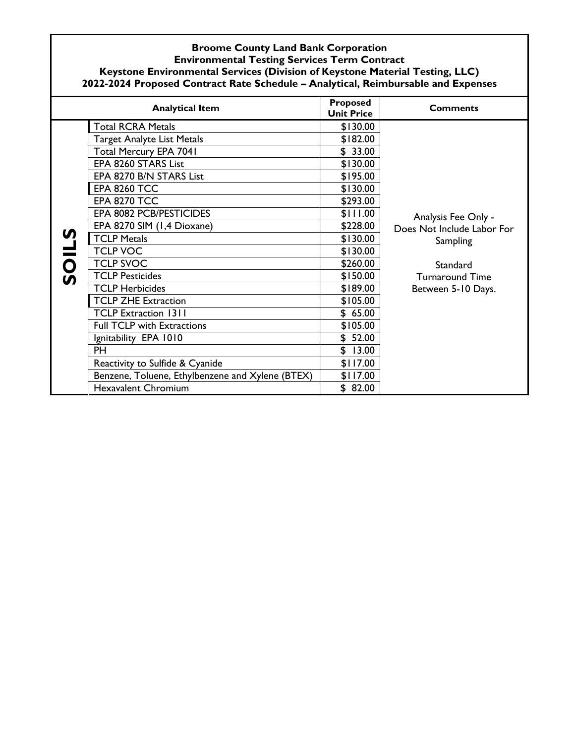**Broome County Land Bank Corporation**
**Environmental Testing Services Term Contract**
**Keystone Environmental Services (Division of Keystone Material Testing, LLC)**
**2022-2024 Proposed Contract Rate Schedule – Analytical, Reimbursable and Expenses**

| | Analytical Item | Proposed Unit Price | Comments |
|---|---|---|---|
| **SOILS** | Total RCRA Metals | $130.00 | Analysis Fee Only - Does Not Include Labor For Sampling<br><br>Standard Turnaround Time Between 5-10 Days. |
| | Target Analyte List Metals | $182.00 | |
| | Total Mercury EPA 7041 | $ 33.00 | |
| | EPA 8260 STARS List | $130.00 | |
| | EPA 8270 B/N STARS List | $195.00 | |
| | EPA 8260 TCC | $130.00 | |
| | EPA 8270 TCC | $293.00 | |
| | EPA 8082 PCB/PESTICIDES | $111.00 | |
| | EPA 8270 SIM (1,4 Dioxane) | $228.00 | |
| | TCLP Metals | $130.00 | |
| | TCLP VOC | $130.00 | |
| | TCLP SVOC | $260.00 | |
| | TCLP Pesticides | $150.00 | |
| | TCLP Herbicides | $189.00 | |
| | TCLP ZHE Extraction | $105.00 | |
| | TCLP Extraction 1311 | $ 65.00 | |
| | Full TCLP with Extractions | $105.00 | |
| | Ignitability EPA 1010 | $ 52.00 | |
| | PH | $ 13.00 | |
| | Reactivity to Sulfide & Cyanide | $117.00 | |
| | Benzene, Toluene, Ethylbenzene and Xylene (BTEX) | $117.00 | |
| | Hexavalent Chromium | $ 82.00 | |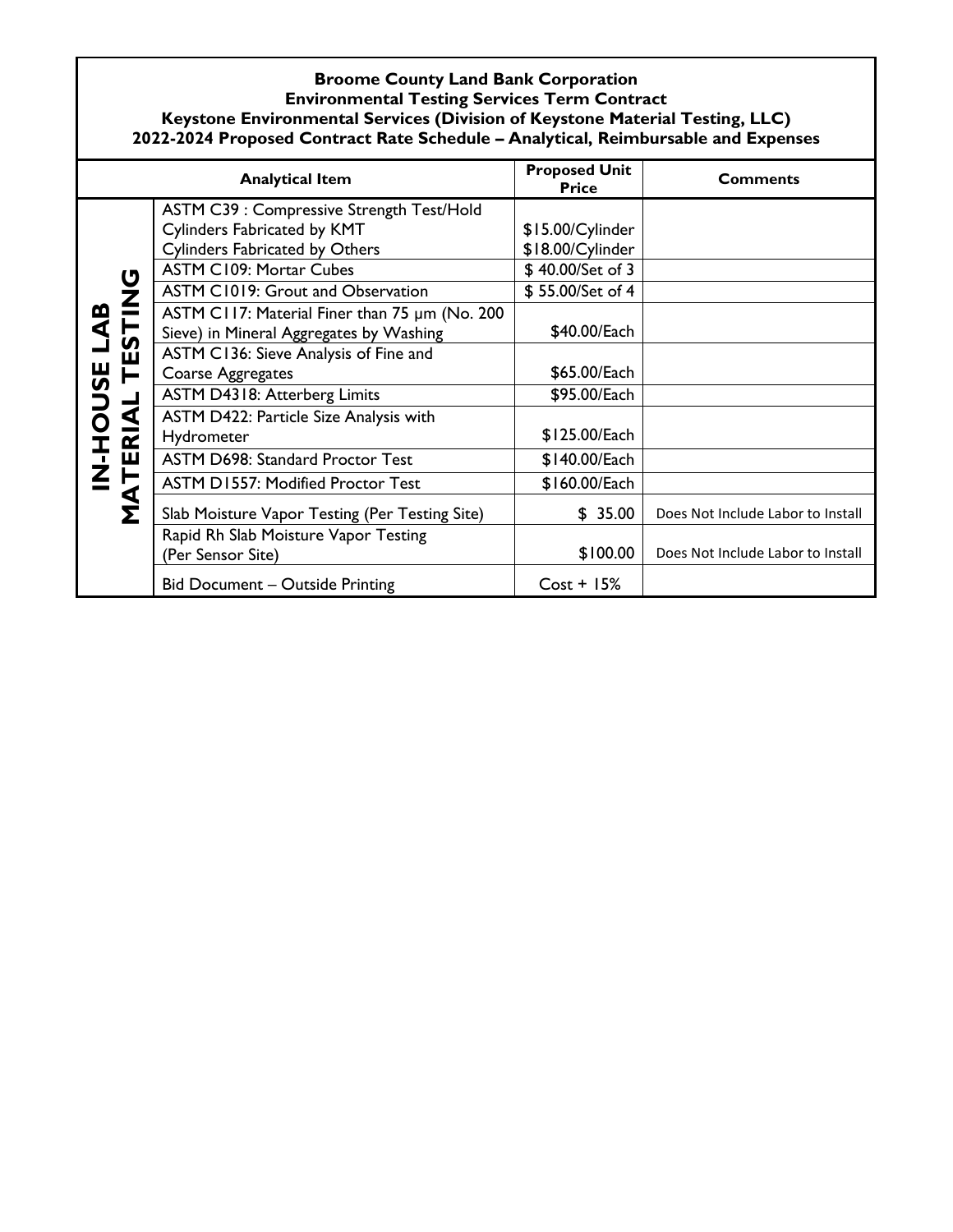**Broome County Land Bank Corporation**
**Environmental Testing Services Term Contract**
**Keystone Environmental Services (Division of Keystone Material Testing, LLC)**
**2022-2024 Proposed Contract Rate Schedule – Analytical, Reimbursable and Expenses**

| | Analytical Item | Proposed Unit Price | Comments |
|---|---|---|---|
| **IN-HOUSE LAB MATERIAL TESTING** | ASTM C39 : Compressive Strength Test/Hold<br>Cylinders Fabricated by KMT<br>Cylinders Fabricated by Others | <br>$15.00/Cylinder<br>$18.00/Cylinder | |
| | ASTM C109: Mortar Cubes | $ 40.00/Set of 3 | |
| | ASTM C1019: Grout and Observation | $ 55.00/Set of 4 | |
| | ASTM C117: Material Finer than 75 µm (No. 200 Sieve) in Mineral Aggregates by Washing | $40.00/Each | |
| | ASTM C136: Sieve Analysis of Fine and Coarse Aggregates | $65.00/Each | |
| | ASTM D4318: Atterberg Limits | $95.00/Each | |
| | ASTM D422: Particle Size Analysis with Hydrometer | $125.00/Each | |
| | ASTM D698: Standard Proctor Test | $140.00/Each | |
| | ASTM D1557: Modified Proctor Test | $160.00/Each | |
| | Slab Moisture Vapor Testing (Per Testing Site) | $ 35.00 | Does Not Include Labor to Install |
| | Rapid Rh Slab Moisture Vapor Testing (Per Sensor Site) | $100.00 | Does Not Include Labor to Install |
| | Bid Document – Outside Printing | Cost + 15% | |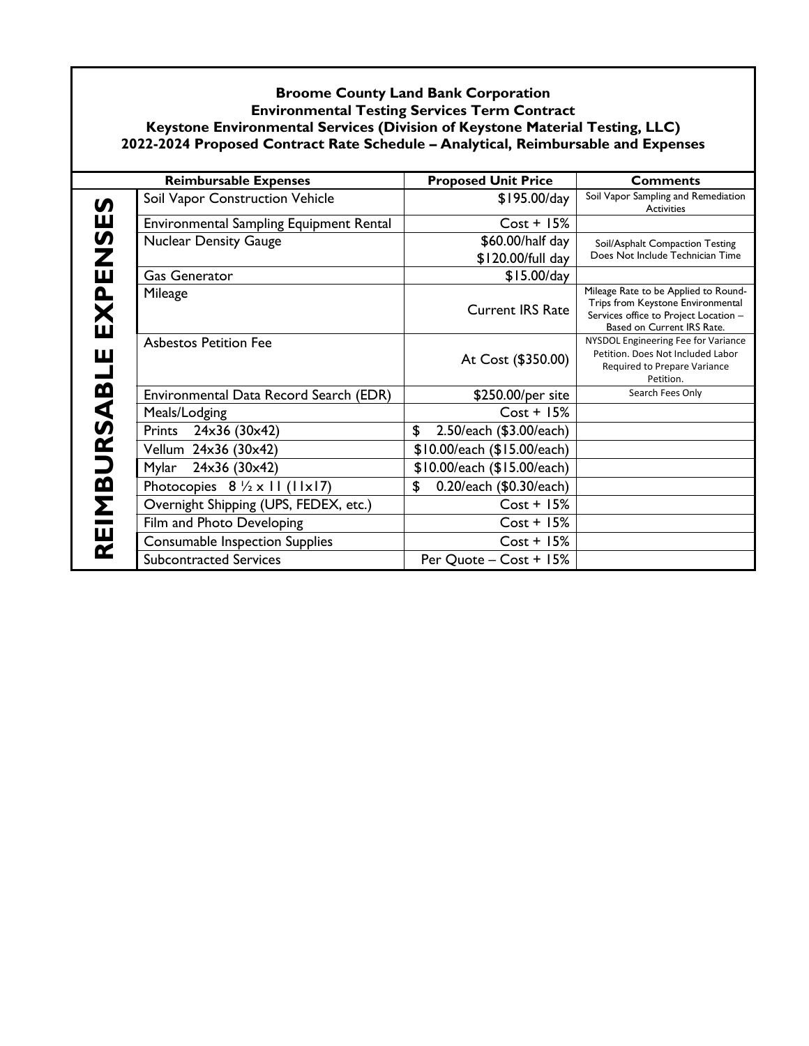**Broome County Land Bank Corporation**
**Environmental Testing Services Term Contract**
**Keystone Environmental Services (Division of Keystone Material Testing, LLC)**
**2022-2024 Proposed Contract Rate Schedule – Analytical, Reimbursable and Expenses**

| | Reimbursable Expenses | Proposed Unit Price | Comments |
|---|---|---|---|
| REIMBURSABLE EXPENSES | Soil Vapor Construction Vehicle | $195.00/day | Soil Vapor Sampling and Remediation Activities |
| | Environmental Sampling Equipment Rental | Cost + 15% | |
| | Nuclear Density Gauge | $60.00/half day<br>$120.00/full day | Soil/Asphalt Compaction Testing Does Not Include Technician Time |
| | Gas Generator | $15.00/day | |
| | Mileage | Current IRS Rate | Mileage Rate to be Applied to Round-Trips from Keystone Environmental Services office to Project Location – Based on Current IRS Rate. |
| | Asbestos Petition Fee | At Cost ($350.00) | NYSDOL Engineering Fee for Variance Petition. Does Not Included Labor Required to Prepare Variance Petition. |
| | Environmental Data Record Search (EDR) | $250.00/per site | Search Fees Only |
| | Meals/Lodging | Cost + 15% | |
| | Prints 24x36 (30x42) | $ 2.50/each ($3.00/each) | |
| | Vellum 24x36 (30x42) | $10.00/each ($15.00/each) | |
| | Mylar 24x36 (30x42) | $10.00/each ($15.00/each) | |
| | Photocopies 8 ½ x 11 (11x17) | $ 0.20/each ($0.30/each) | |
| | Overnight Shipping (UPS, FEDEX, etc.) | Cost + 15% | |
| | Film and Photo Developing | Cost + 15% | |
| | Consumable Inspection Supplies | Cost + 15% | |
| | Subcontracted Services | Per Quote – Cost + 15% | |